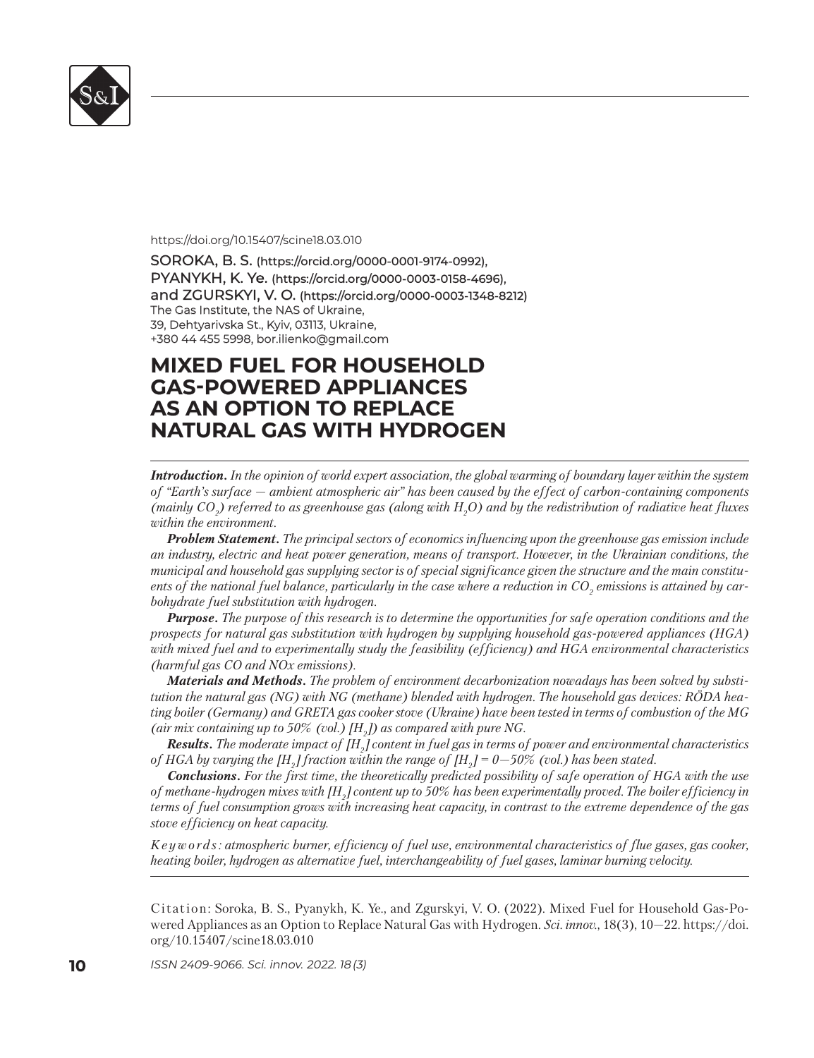https://doi.org/10.15407/scine18.03.010

SOROKA, B. S. (https://orcid.org/0000-0001-9174-0992),
PYANYKH, K. Ye. (https://orcid.org/0000-0003-0158-4696),
and ZGURSKYI, V. O. (https://orcid.org/0000-0003-1348-8212)
The Gas Institute, the NAS of Ukraine,
39, Dehtyarivska St., Kyiv, 03113, Ukraine,
+380 44 455 5998, bor.ilienko@gmail.com

# MIXED FUEL FOR HOUSEHOLD GAS-POWERED APPLIANCES AS AN OPTION TO REPLACE NATURAL GAS WITH HYDROGEN

***Introduction.*** *In the opinion of world expert association, the global warming of boundary layer within the system of "Earth's surface — ambient atmospheric air" has been caused by the effect of carbon-containing components (mainly $CO_2$) referred to as greenhouse gas (along with $H_2O$) and by the redistribution of radiative heat fluxes within the environment.*

***Problem Statement.*** *The principal sectors of economics influencing upon the greenhouse gas emission include an industry, electric and heat power generation, means of transport. However, in the Ukrainian conditions, the municipal and household gas supplying sector is of special significance given the structure and the main constituents of the national fuel balance, particularly in the case where a reduction in $CO_2$ emissions is attained by carbohydrate fuel substitution with hydrogen.*

***Purpose.*** *The purpose of this research is to determine the opportunities for safe operation conditions and the prospects for natural gas substitution with hydrogen by supplying household gas-powered appliances (HGA) with mixed fuel and to experimentally study the feasibility (efficiency) and HGA environmental characteristics (harmful gas CO and NOx emissions).*

***Materials and Methods.*** *The problem of environment decarbonization nowadays has been solved by substitution the natural gas (NG) with NG (methane) blended with hydrogen. The household gas devices: RÖDA heating boiler (Germany) and GRETA gas cooker stove (Ukraine) have been tested in terms of combustion of the MG (air mix containing up to 50% (vol.) $[H_2]$) as compared with pure NG.*

***Results.*** *The moderate impact of $[H_2]$ content in fuel gas in terms of power and environmental characteristics of HGA by varying the $[H_2]$ fraction within the range of $[H_2]$ = 0—50% (vol.) has been stated.*

***Conclusions.*** *For the first time, the theoretically predicted possibility of safe operation of HGA with the use of methane-hydrogen mixes with $[H_2]$ content up to 50% has been experimentally proved. The boiler efficiency in terms of fuel consumption grows with increasing heat capacity, in contrast to the extreme dependence of the gas stove efficiency on heat capacity.*

*Keywords: atmospheric burner, efficiency of fuel use, environmental characteristics of flue gases, gas cooker, heating boiler, hydrogen as alternative fuel, interchangeability of fuel gases, laminar burning velocity.*

Citation: Soroka, B. S., Pyanykh, K. Ye., and Zgurskyi, V. O. (2022). Mixed Fuel for Household Gas-Powered Appliances as an Option to Replace Natural Gas with Hydrogen. *Sci. innov.*, 18(3), 10—22. https://doi.org/10.15407/scine18.03.010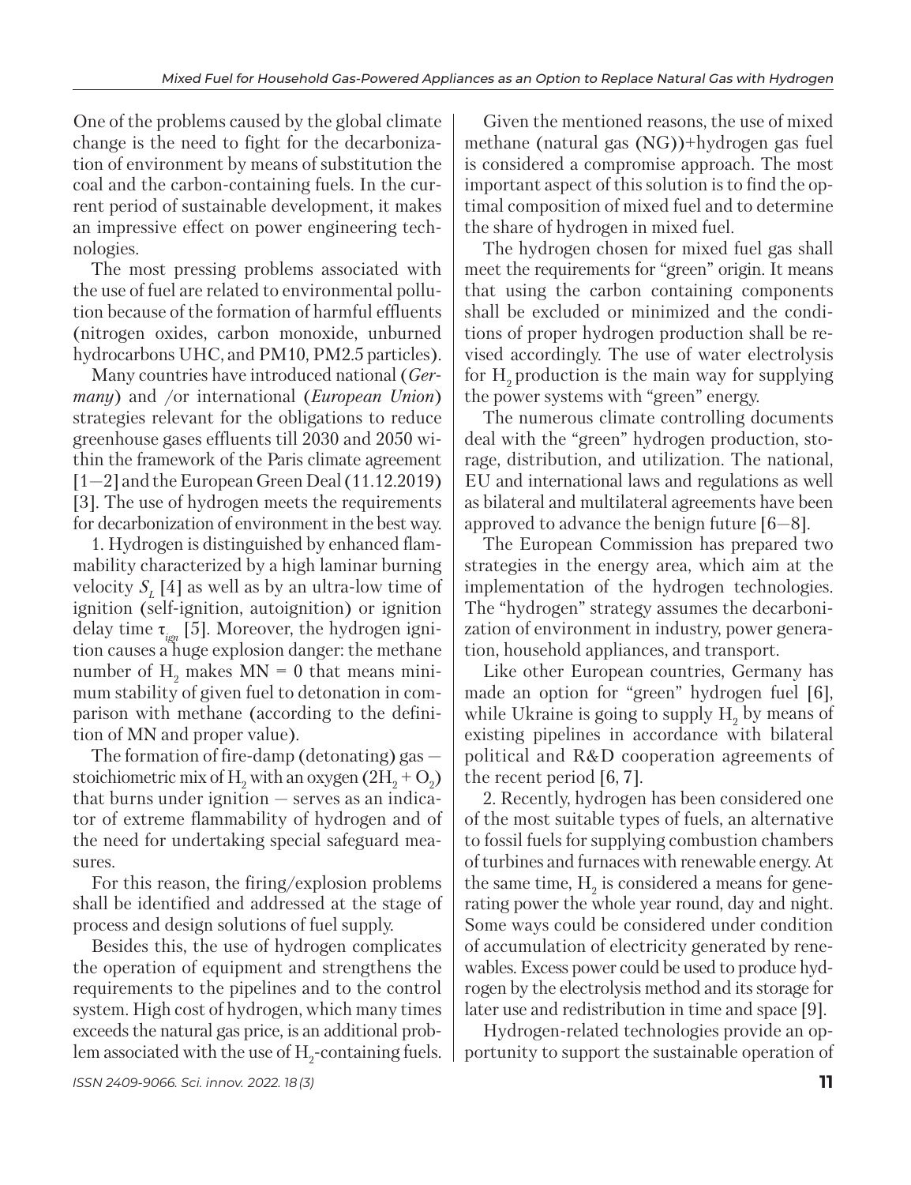One of the problems caused by the global climate change is the need to fight for the decarbonization of environment by means of substitution the coal and the carbon-containing fuels. In the current period of sustainable development, it makes an impressive effect on power engineering technologies.

The most pressing problems associated with the use of fuel are related to environmental pollution because of the formation of harmful effluents (nitrogen oxides, carbon monoxide, unburned hydrocarbons UHC, and PM10, PM2.5 particles).

Many countries have introduced national (*Germany*) and /or international (*European Union*) strategies relevant for the obligations to reduce greenhouse gases effluents till 2030 and 2050 within the framework of the Paris climate agreement [1—2] and the European Green Deal (11.12.2019) [3]. The use of hydrogen meets the requirements for decarbonization of environment in the best way.

1. Hydrogen is distinguished by enhanced flammability characterized by a high laminar burning velocity $S_L$ [4] as well as by an ultra-low time of ignition (self-ignition, autoignition) or ignition delay time $\tau_{ign}$ [5]. Moreover, the hydrogen ignition causes a huge explosion danger: the methane number of $H_2$ makes MN = 0 that means minimum stability of given fuel to detonation in comparison with methane (according to the definition of MN and proper value).

The formation of fire-damp (detonating) gas — stoichiometric mix of $H_2$ with an oxygen ($2H_2 + O_2$) that burns under ignition — serves as an indicator of extreme flammability of hydrogen and of the need for undertaking special safeguard measures.

For this reason, the firing/explosion problems shall be identified and addressed at the stage of process and design solutions of fuel supply.

Besides this, the use of hydrogen complicates the operation of equipment and strengthens the requirements to the pipelines and to the control system. High cost of hydrogen, which many times exceeds the natural gas price, is an additional problem associated with the use of $H_2$-containing fuels.

Given the mentioned reasons, the use of mixed methane (natural gas (NG))+hydrogen gas fuel is considered a compromise approach. The most important aspect of this solution is to find the optimal composition of mixed fuel and to determine the share of hydrogen in mixed fuel.

The hydrogen chosen for mixed fuel gas shall meet the requirements for "green" origin. It means that using the carbon containing components shall be excluded or minimized and the conditions of proper hydrogen production shall be revised accordingly. The use of water electrolysis for $H_2$ production is the main way for supplying the power systems with "green" energy.

The numerous climate controlling documents deal with the "green" hydrogen production, storage, distribution, and utilization. The national, EU and international laws and regulations as well as bilateral and multilateral agreements have been approved to advance the benign future [6—8].

The European Commission has prepared two strategies in the energy area, which aim at the implementation of the hydrogen technologies. The "hydrogen" strategy assumes the decarbonization of environment in industry, power generation, household appliances, and transport.

Like other European countries, Germany has made an option for "green" hydrogen fuel [6], while Ukraine is going to supply $H_2$ by means of existing pipelines in accordance with bilateral political and R&D cooperation agreements of the recent period [6, 7].

2. Recently, hydrogen has been considered one of the most suitable types of fuels, an alternative to fossil fuels for supplying combustion chambers of turbines and furnaces with renewable energy. At the same time, $H_2$ is considered a means for generating power the whole year round, day and night. Some ways could be considered under condition of accumulation of electricity generated by renewables. Excess power could be used to produce hydrogen by the electrolysis method and its storage for later use and redistribution in time and space [9].

Hydrogen-related technologies provide an opportunity to support the sustainable operation of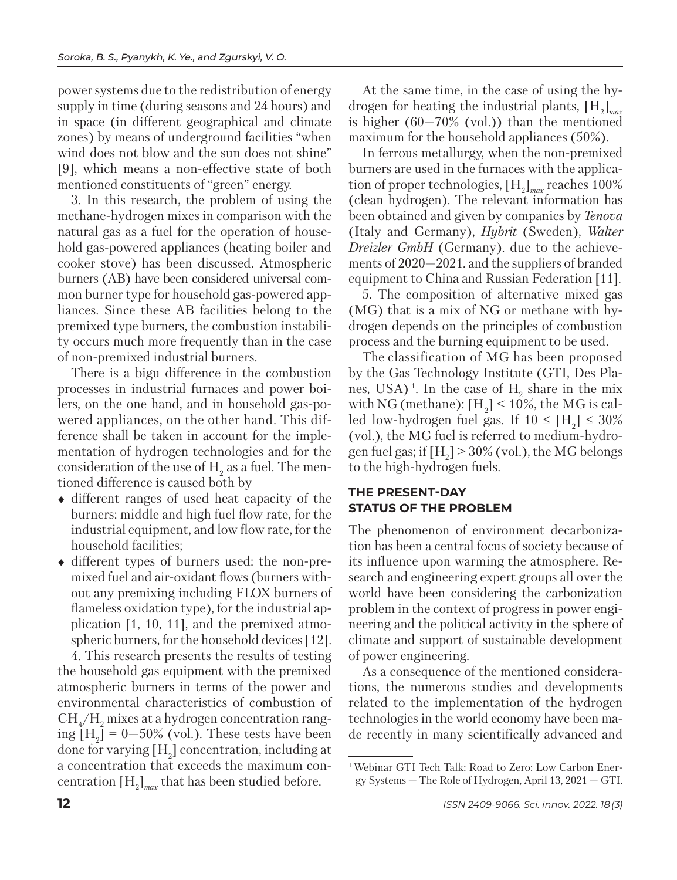power systems due to the redistribution of energy supply in time (during seasons and 24 hours) and in space (in different geographical and climate zones) by means of underground facilities "when wind does not blow and the sun does not shine" [9], which means a non-effective state of both mentioned constituents of "green" energy.

3. In this research, the problem of using the methane-hydrogen mixes in comparison with the natural gas as a fuel for the operation of household gas-powered appliances (heating boiler and cooker stove) has been discussed. Atmospheric burners (AB) have been considered universal common burner type for household gas-powered appliances. Since these AB facilities belong to the premixed type burners, the combustion instability occurs much more frequently than in the case of non-premixed industrial burners.

There is a bigu difference in the combustion processes in industrial furnaces and power boilers, on the one hand, and in household gas-powered appliances, on the other hand. This difference shall be taken in account for the implementation of hydrogen technologies and for the consideration of the use of $H_2$ as a fuel. The mentioned difference is caused both by

- different ranges of used heat capacity of the burners: middle and high fuel flow rate, for the industrial equipment, and low flow rate, for the household facilities;
- different types of burners used: the non-premixed fuel and air-oxidant flows (burners without any premixing including FLOX burners of flameless oxidation type), for the industrial application [1, 10, 11], and the premixed atmospheric burners, for the household devices [12].

4. This research presents the results of testing the household gas equipment with the premixed atmospheric burners in terms of the power and environmental characteristics of combustion of $CH_4/H_2$ mixes at a hydrogen concentration ranging $[H_2] = 0–50\%$ (vol.). These tests have been done for varying $[H_2]$ concentration, including at a concentration that exceeds the maximum concentration $[H_2]_{max}$ that has been studied before.

At the same time, in the case of using the hydrogen for heating the industrial plants, $[H_2]_{max}$ is higher (60–70% (vol.)) than the mentioned maximum for the household appliances (50%).

In ferrous metallurgy, when the non-premixed burners are used in the furnaces with the application of proper technologies, $[H_2]_{max}$ reaches 100% (clean hydrogen). The relevant information has been obtained and given by companies by *Tenova* (Italy and Germany), *Hybrit* (Sweden), *Walter Dreizler GmbH* (Germany). due to the achievements of 2020–2021. and the suppliers of branded equipment to China and Russian Federation [11].

5. The composition of alternative mixed gas (MG) that is a mix of NG or methane with hydrogen depends on the principles of combustion process and the burning equipment to be used.

The classification of MG has been proposed by the Gas Technology Institute (GTI, Des Planes, USA) [1]. In the case of $H_2$ share in the mix with NG (methane): $[H_2] < 10\%$, the MG is called low-hydrogen fuel gas. If $10 \leq [H_2] \leq 30\%$ (vol.), the MG fuel is referred to medium-hydrogen fuel gas; if $[H_2] > 30\%$ (vol.), the MG belongs to the high-hydrogen fuels.

## THE PRESENT-DAY STATUS OF THE PROBLEM

The phenomenon of environment decarbonization has been a central focus of society because of its influence upon warming the atmosphere. Research and engineering expert groups all over the world have been considering the carbonization problem in the context of progress in power engineering and the political activity in the sphere of climate and support of sustainable development of power engineering.

As a consequence of the mentioned considerations, the numerous studies and developments related to the implementation of the hydrogen technologies in the world economy have been made recently in many scientifically advanced and

[1] Webinar GTI Tech Talk: Road to Zero: Low Carbon Energy Systems — The Role of Hydrogen, April 13, 2021 — GTI.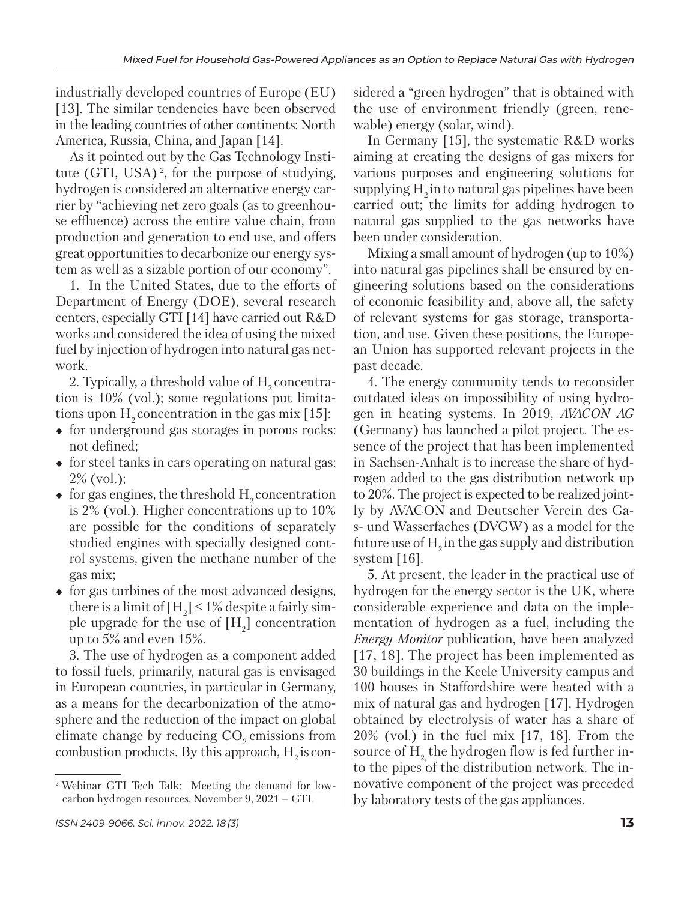industrially developed countries of Europe (EU) [13]. The similar tendencies have been observed in the leading countries of other continents: North America, Russia, China, and Japan [14].

As it pointed out by the Gas Technology Institute (GTI, USA) [2], for the purpose of studying, hydrogen is considered an alternative energy carrier by "achieving net zero goals (as to greenhouse effluence) across the entire value chain, from production and generation to end use, and offers great opportunities to decarbonize our energy system as well as a sizable portion of our economy".

1. In the United States, due to the efforts of Department of Energy (DOE), several research centers, especially GTI [14] have carried out R&D works and considered the idea of using the mixed fuel by injection of hydrogen into natural gas network.

2. Typically, a threshold value of $H_2$ concentration is 10% (vol.); some regulations put limitations upon $H_2$ concentration in the gas mix [15]:

- for underground gas storages in porous rocks: not defined;
- for steel tanks in cars operating on natural gas: 2% (vol.);
- for gas engines, the threshold $H_2$ concentration is 2% (vol.). Higher concentrations up to 10% are possible for the conditions of separately studied engines with specially designed control systems, given the methane number of the gas mix;
- for gas turbines of the most advanced designs, there is a limit of $[H_2] \leq 1\%$ despite a fairly simple upgrade for the use of $[H_2]$ concentration up to 5% and even 15%.

3. The use of hydrogen as a component added to fossil fuels, primarily, natural gas is envisaged in European countries, in particular in Germany, as a means for the decarbonization of the atmosphere and the reduction of the impact on global climate change by reducing $CO_2$ emissions from combustion products. By this approach, $H_2$ is considered a "green hydrogen" that is obtained with the use of environment friendly (green, renewable) energy (solar, wind).

In Germany [15], the systematic R&D works aiming at creating the designs of gas mixers for various purposes and engineering solutions for supplying $H_2$ in to natural gas pipelines have been carried out; the limits for adding hydrogen to natural gas supplied to the gas networks have been under consideration.

Mixing a small amount of hydrogen (up to 10%) into natural gas pipelines shall be ensured by engineering solutions based on the considerations of economic feasibility and, above all, the safety of relevant systems for gas storage, transportation, and use. Given these positions, the European Union has supported relevant projects in the past decade.

4. The energy community tends to reconsider outdated ideas on impossibility of using hydrogen in heating systems. In 2019, *AVACON AG* (Germany) has launched a pilot project. The essence of the project that has been implemented in Sachsen-Anhalt is to increase the share of hydrogen added to the gas distribution network up to 20%. The project is expected to be realized jointly by AVACON and Deutscher Verein des Gas- und Wasserfaches (DVGW) as a model for the future use of $H_2$ in the gas supply and distribution system [16].

5. At present, the leader in the practical use of hydrogen for the energy sector is the UK, where considerable experience and data on the implementation of hydrogen as a fuel, including the *Energy Monitor* publication, have been analyzed [17, 18]. The project has been implemented as 30 buildings in the Keele University campus and 100 houses in Staffordshire were heated with a mix of natural gas and hydrogen [17]. Hydrogen obtained by electrolysis of water has a share of 20% (vol.) in the fuel mix [17, 18]. From the source of $H_2$, the hydrogen flow is fed further into the pipes of the distribution network. The innovative component of the project was preceded by laboratory tests of the gas appliances.

---

[2] Webinar GTI Tech Talk: Meeting the demand for low-carbon hydrogen resources, November 9, 2021 – GTI.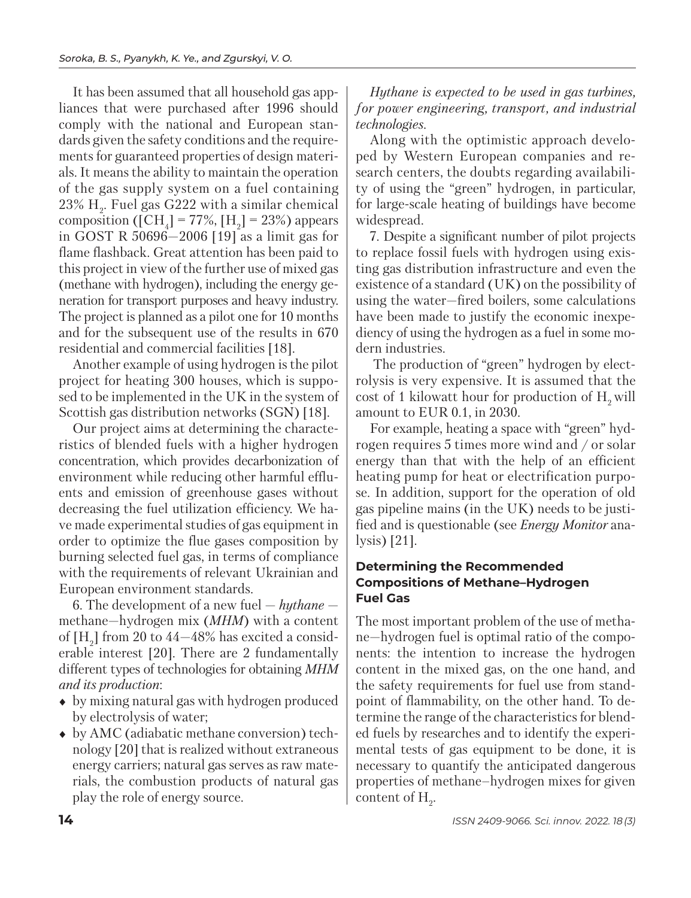It has been assumed that all household gas appliances that were purchased after 1996 should comply with the national and European standards given the safety conditions and the requirements for guaranteed properties of design materials. It means the ability to maintain the operation of the gas supply system on a fuel containing 23% $H_2$. Fuel gas G222 with a similar chemical composition ($[CH_4] = 77\%$, $[H_2] = 23\%$) appears in GOST R 50696—2006 [19] as a limit gas for flame flashback. Great attention has been paid to this project in view of the further use of mixed gas (methane with hydrogen), including the energy generation for transport purposes and heavy industry. The project is planned as a pilot one for 10 months and for the subsequent use of the results in 670 residential and commercial facilities [18].

Another example of using hydrogen is the pilot project for heating 300 houses, which is supposed to be implemented in the UK in the system of Scottish gas distribution networks (SGN) [18].

Our project aims at determining the characteristics of blended fuels with a higher hydrogen concentration, which provides decarbonization of environment while reducing other harmful effluents and emission of greenhouse gases without decreasing the fuel utilization efficiency. We have made experimental studies of gas equipment in order to optimize the flue gases composition by burning selected fuel gas, in terms of compliance with the requirements of relevant Ukrainian and European environment standards.

6. The development of a new fuel — *hythane* — methane—hydrogen mix (*MHM*) with a content of $[H_2]$ from 20 to 44—48% has excited a considerable interest [20]. There are 2 fundamentally different types of technologies for obtaining *MHM and its production*:

- by mixing natural gas with hydrogen produced by electrolysis of water;
- by AMC (adiabatic methane conversion) technology [20] that is realized without extraneous energy carriers; natural gas serves as raw materials, the combustion products of natural gas play the role of energy source.

*Hythane is expected to be used in gas turbines, for power engineering, transport, and industrial technologies.*

Along with the optimistic approach developed by Western European companies and research centers, the doubts regarding availability of using the "green" hydrogen, in particular, for large-scale heating of buildings have become widespread.

7. Despite a significant number of pilot projects to replace fossil fuels with hydrogen using existing gas distribution infrastructure and even the existence of a standard (UK) on the possibility of using the water—fired boilers, some calculations have been made to justify the economic inexpediency of using the hydrogen as a fuel in some modern industries.

The production of "green" hydrogen by electrolysis is very expensive. It is assumed that the cost of 1 kilowatt hour for production of $H_2$ will amount to EUR 0.1, in 2030.

For example, heating a space with "green" hydrogen requires 5 times more wind and / or solar energy than that with the help of an efficient heating pump for heat or electrification purpose. In addition, support for the operation of old gas pipeline mains (in the UK) needs to be justified and is questionable (see *Energy Monitor* analysis) [21].

## Determining the Recommended Compositions of Methane–Hydrogen Fuel Gas

The most important problem of the use of methane—hydrogen fuel is optimal ratio of the components: the intention to increase the hydrogen content in the mixed gas, on the one hand, and the safety requirements for fuel use from standpoint of flammability, on the other hand. To determine the range of the characteristics for blended fuels by researches and to identify the experimental tests of gas equipment to be done, it is necessary to quantify the anticipated dangerous properties of methane–hydrogen mixes for given content of $H_2$.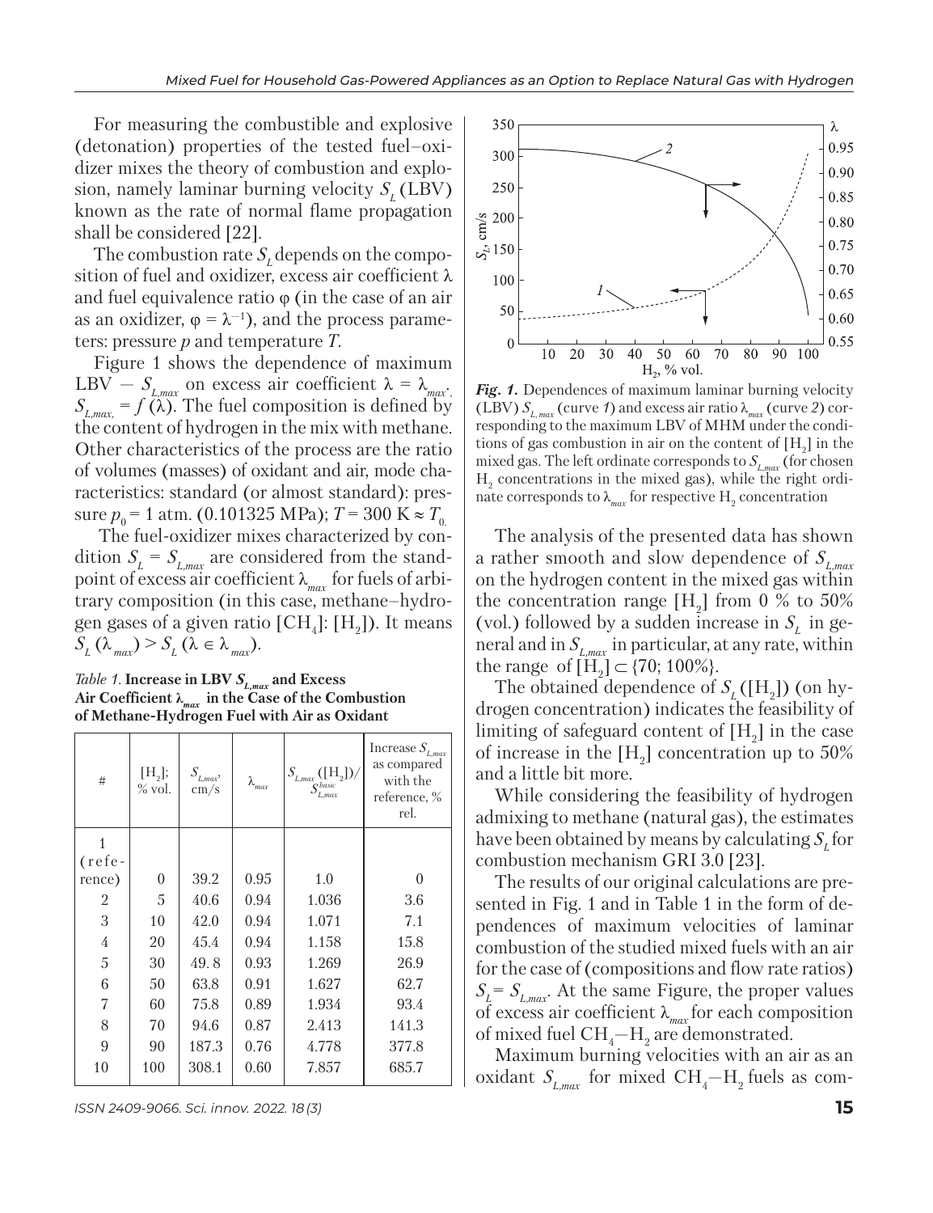For measuring the combustible and explosive (detonation) properties of the tested fuel–oxidizer mixes the theory of combustion and explosion, namely laminar burning velocity $S_L$ (LBV) known as the rate of normal flame propagation shall be considered [22].

The combustion rate $S_L$ depends on the composition of fuel and oxidizer, excess air coefficient λ and fuel equivalence ratio φ (in the case of an air as an oxidizer, $\varphi = \lambda^{-1}$), and the process parameters: pressure $p$ and temperature $T$.

Figure 1 shows the dependence of maximum LBV — $S_{L,max}$ on excess air coefficient $\lambda = \lambda_{max}$, $S_{L,max} = f(\lambda)$. The fuel composition is defined by the content of hydrogen in the mix with methane. Other characteristics of the process are the ratio of volumes (masses) of oxidant and air, mode characteristics: standard (or almost standard): pressure $p_0$ = 1 atm. (0.101325 MPa); $T = 300\text{ K} \approx T_0$.

The fuel-oxidizer mixes characterized by condition $S_L = S_{L,max}$ are considered from the standpoint of excess air coefficient $\lambda_{max}$ for fuels of arbitrary composition (in this case, methane–hydrogen gases of a given ratio [$CH_4$]: [$H_2$]). It means $S_L(\lambda_{max}) > S_L(\lambda \in \lambda_{max})$.

*Table 1.* **Increase in LBV $S_{L,max}$ and Excess Air Coefficient $\lambda_{max}$ in the Case of the Combustion of Methane-Hydrogen Fuel with Air as Oxidant**

| # | [$H_2$]; % vol. | $S_{L,max}$, cm/s | $\lambda_{max}$ | $S_{L,max}([H_2])/S^{basic}_{L,max}$ | Increase $S_{L,max}$ as compared with the reference, % rel. |
|---|---|---|---|---|---|
| 1 (reference) | 0 | 39.2 | 0.95 | 1.0 | 0 |
| 2 | 5 | 40.6 | 0.94 | 1.036 | 3.6 |
| 3 | 10 | 42.0 | 0.94 | 1.071 | 7.1 |
| 4 | 20 | 45.4 | 0.94 | 1.158 | 15.8 |
| 5 | 30 | 49.8 | 0.93 | 1.269 | 26.9 |
| 6 | 50 | 63.8 | 0.91 | 1.627 | 62.7 |
| 7 | 60 | 75.8 | 0.89 | 1.934 | 93.4 |
| 8 | 70 | 94.6 | 0.87 | 2.413 | 141.3 |
| 9 | 90 | 187.3 | 0.76 | 4.778 | 377.8 |
| 10 | 100 | 308.1 | 0.60 | 7.857 | 685.7 |

***Fig. 1.*** Dependences of maximum laminar burning velocity (LBV) $S_{L,max}$ (curve *1*) and excess air ratio $\lambda_{max}$ (curve *2*) corresponding to the maximum LBV of MHM under the conditions of gas combustion in air on the content of [$H_2$] in the mixed gas. The left ordinate corresponds to $S_{L,max}$ (for chosen $H_2$ concentrations in the mixed gas), while the right ordinate corresponds to $\lambda_{max}$ for respective $H_2$ concentration

The analysis of the presented data has shown a rather smooth and slow dependence of $S_{L,max}$ on the hydrogen content in the mixed gas within the concentration range [$H_2$] from 0 % to 50% (vol.) followed by a sudden increase in $S_L$ in general and in $S_{L,max}$ in particular, at any rate, within the range of $[H_2] \subset \{70; 100\%\}$.

The obtained dependence of $S_L([H_2])$ (on hydrogen concentration) indicates the feasibility of limiting of safeguard content of [$H_2$] in the case of increase in the [$H_2$] concentration up to 50% and a little bit more.

While considering the feasibility of hydrogen admixing to methane (natural gas), the estimates have been obtained by means by calculating $S_L$ for combustion mechanism GRI 3.0 [23].

The results of our original calculations are presented in Fig. 1 and in Table 1 in the form of dependences of maximum velocities of laminar combustion of the studied mixed fuels with an air for the case of (compositions and flow rate ratios) $S_L = S_{L,max}$. At the same Figure, the proper values of excess air coefficient $\lambda_{max}$ for each composition of mixed fuel $CH_4$—$H_2$ are demonstrated.

Maximum burning velocities with an air as an oxidant $S_{L,max}$ for mixed $CH_4$—$H_2$ fuels as com-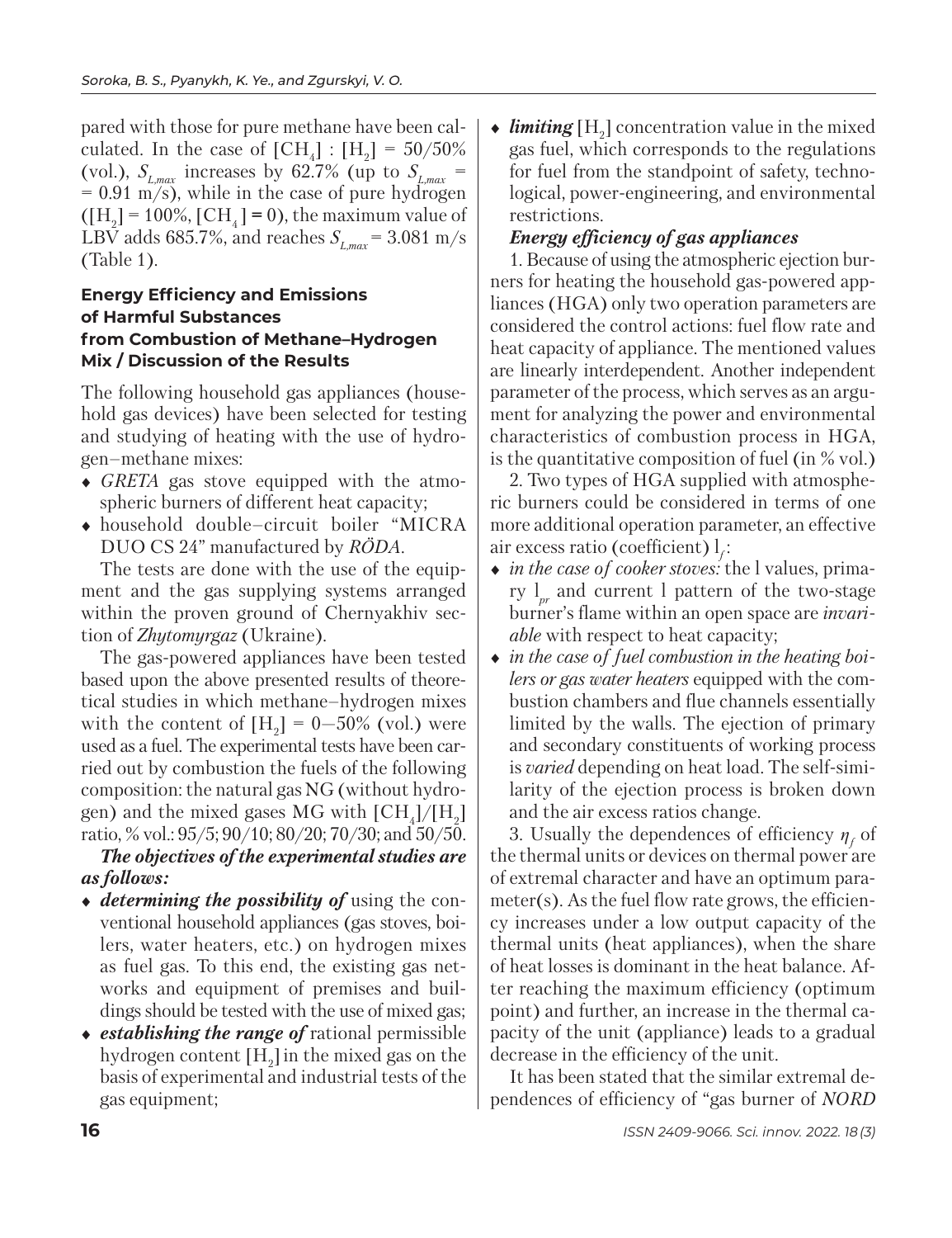pared with those for pure methane have been calculated. In the case of $[CH_4] : [H_2] = 50/50\%$ (vol.), $S_{L,max}$ increases by 62.7% (up to $S_{L,max} = 0.91$ m/s), while in the case of pure hydrogen ($[H_2] = 100\%$, $[CH_4] = 0$), the maximum value of LBV adds 685.7%, and reaches $S_{L,max} = 3.081$ m/s (Table 1).

## Energy Efficiency and Emissions of Harmful Substances from Combustion of Methane–Hydrogen Mix / Discussion of the Results

The following household gas appliances (household gas devices) have been selected for testing and studying of heating with the use of hydrogen–methane mixes:

- *GRETA* gas stove equipped with the atmospheric burners of different heat capacity;
- household double–circuit boiler "MICRA DUO CS 24" manufactured by *RÖDA*.

The tests are done with the use of the equipment and the gas supplying systems arranged within the proven ground of Chernyakhiv section of *Zhytomyrgaz* (Ukraine).

The gas-powered appliances have been tested based upon the above presented results of theoretical studies in which methane–hydrogen mixes with the content of $[H_2] = 0–50\%$ (vol.) were used as a fuel. The experimental tests have been carried out by combustion the fuels of the following composition: the natural gas NG (without hydrogen) and the mixed gases MG with $[CH_4]/[H_2]$ ratio, % vol.: 95/5; 90/10; 80/20; 70/30; and 50/50.

***The objectives of the experimental studies are as follows:***

- ***determining the possibility of*** using the conventional household appliances (gas stoves, boilers, water heaters, etc.) on hydrogen mixes as fuel gas. To this end, the existing gas networks and equipment of premises and buildings should be tested with the use of mixed gas;
- ***establishing the range of*** rational permissible hydrogen content $[H_2]$ in the mixed gas on the basis of experimental and industrial tests of the gas equipment;
- ***limiting*** $[H_2]$ concentration value in the mixed gas fuel, which corresponds to the regulations for fuel from the standpoint of safety, technological, power-engineering, and environmental restrictions.

***Energy efficiency of gas appliances***

1. Because of using the atmospheric ejection burners for heating the household gas-powered appliances (HGA) only two operation parameters are considered the control actions: fuel flow rate and heat capacity of appliance. The mentioned values are linearly interdependent. Another independent parameter of the process, which serves as an argument for analyzing the power and environmental characteristics of combustion process in HGA, is the quantitative composition of fuel (in % vol.)

2. Two types of HGA supplied with atmospheric burners could be considered in terms of one more additional operation parameter, an effective air excess ratio (coefficient) $l_f$:

- *in the case of cooker stoves:* the l values, primary $l_{pr}$ and current l pattern of the two-stage burner's flame within an open space are *invariable* with respect to heat capacity;
- *in the case of fuel combustion in the heating boilers or gas water heaters* equipped with the combustion chambers and flue channels essentially limited by the walls. The ejection of primary and secondary constituents of working process is *varied* depending on heat load. The self-similarity of the ejection process is broken down and the air excess ratios change.

3. Usually the dependences of efficiency $\eta_f$ of the thermal units or devices on thermal power are of extremal character and have an optimum parameter(s). As the fuel flow rate grows, the efficiency increases under a low output capacity of the thermal units (heat appliances), when the share of heat losses is dominant in the heat balance. After reaching the maximum efficiency (optimum point) and further, an increase in the thermal capacity of the unit (appliance) leads to a gradual decrease in the efficiency of the unit.

It has been stated that the similar extremal dependences of efficiency of "gas burner of *NORD*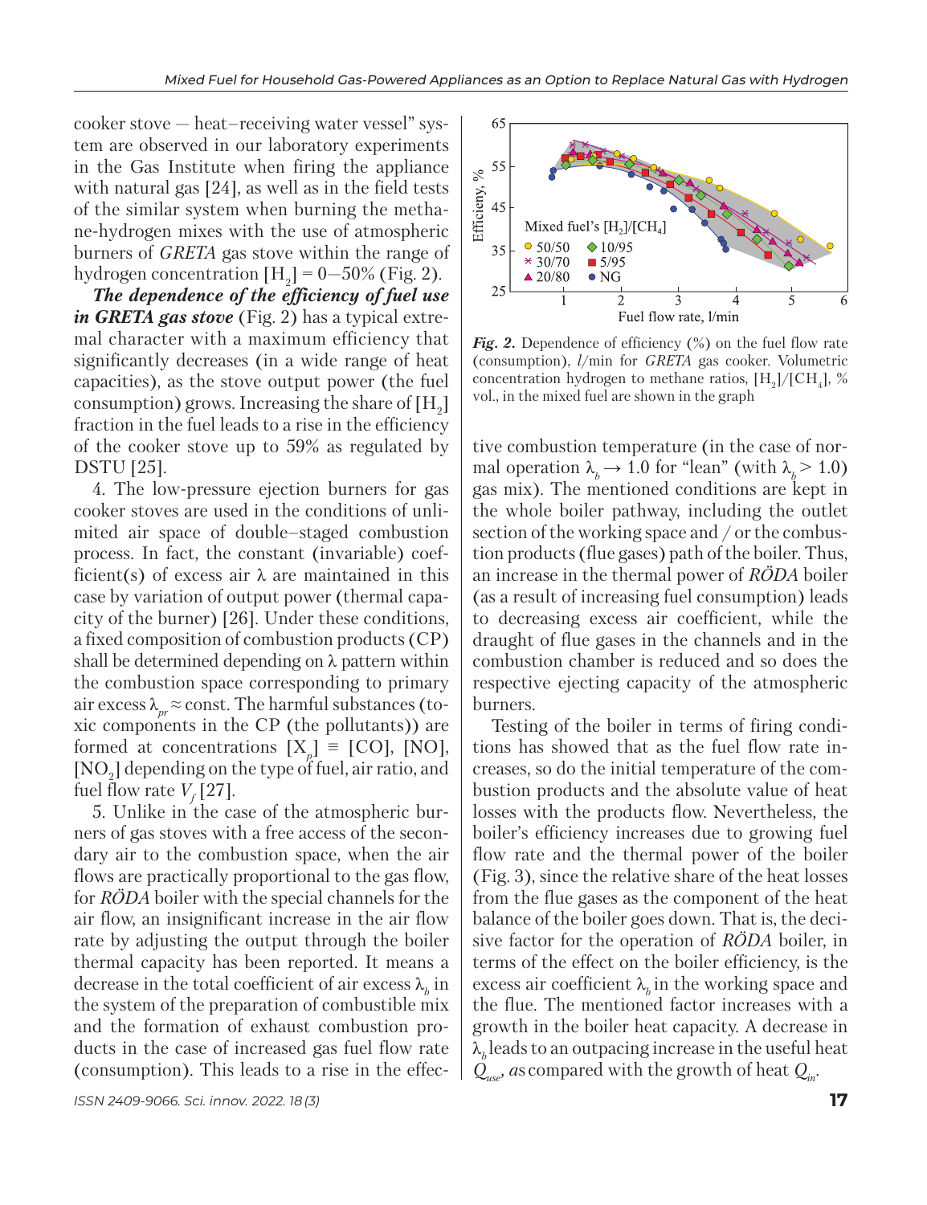cooker stove — heat–receiving water vessel" system are observed in our laboratory experiments in the Gas Institute when firing the appliance with natural gas [24], as well as in the field tests of the similar system when burning the methane-hydrogen mixes with the use of atmospheric burners of *GRETA* gas stove within the range of hydrogen concentration $[H_2] = 0–50\%$ (Fig. 2).

***The dependence of the efficiency of fuel use in GRETA gas stove*** (Fig. 2) has a typical extremal character with a maximum efficiency that significantly decreases (in a wide range of heat capacities), as the stove output power (the fuel consumption) grows. Increasing the share of $[H_2]$ fraction in the fuel leads to a rise in the efficiency of the cooker stove up to 59% as regulated by DSTU [25].

4. The low-pressure ejection burners for gas cooker stoves are used in the conditions of unlimited air space of double–staged combustion process. In fact, the constant (invariable) coefficient(s) of excess air $\lambda$ are maintained in this case by variation of output power (thermal capacity of the burner) [26]. Under these conditions, a fixed composition of combustion products (CP) shall be determined depending on $\lambda$ pattern within the combustion space corresponding to primary air excess $\lambda_{pr} \approx$ const. The harmful substances (toxic components in the CP (the pollutants)) are formed at concentrations $[X_p] \equiv [CO]$, $[NO]$, $[NO_2]$ depending on the type of fuel, air ratio, and fuel flow rate $V_f$ [27].

5. Unlike in the case of the atmospheric burners of gas stoves with a free access of the secondary air to the combustion space, when the air flows are practically proportional to the gas flow, for *RÖDA* boiler with the special channels for the air flow, an insignificant increase in the air flow rate by adjusting the output through the boiler thermal capacity has been reported. It means a decrease in the total coefficient of air excess $\lambda_b$ in the system of the preparation of combustible mix and the formation of exhaust combustion products in the case of increased gas fuel flow rate (consumption). This leads to a rise in the effective combustion temperature (in the case of normal operation $\lambda_b \rightarrow 1.0$ for "lean" (with $\lambda_b > 1.0$) gas mix). The mentioned conditions are kept in the whole boiler pathway, including the outlet section of the working space and / or the combustion products (flue gases) path of the boiler. Thus, an increase in the thermal power of *RÖDA* boiler (as a result of increasing fuel consumption) leads to decreasing excess air coefficient, while the draught of flue gases in the channels and in the combustion chamber is reduced and so does the respective ejecting capacity of the atmospheric burners.

Testing of the boiler in terms of firing conditions has showed that as the fuel flow rate increases, so do the initial temperature of the combustion products and the absolute value of heat losses with the products flow. Nevertheless, the boiler's efficiency increases due to growing fuel flow rate and the thermal power of the boiler (Fig. 3), since the relative share of the heat losses from the flue gases as the component of the heat balance of the boiler goes down. That is, the decisive factor for the operation of *RÖDA* boiler, in terms of the effect on the boiler efficiency, is the excess air coefficient $\lambda_b$ in the working space and the flue. The mentioned factor increases with a growth in the boiler heat capacity. A decrease in $\lambda_b$ leads to an outpacing increase in the useful heat $Q_{use}$, as compared with the growth of heat $Q_{in}$.

***Fig. 2.*** Dependence of efficiency (%) on the fuel flow rate (consumption), *l*/min for *GRETA* gas cooker. Volumetric concentration hydrogen to methane ratios, $[H_2]/[CH_4]$, % vol., in the mixed fuel are shown in the graph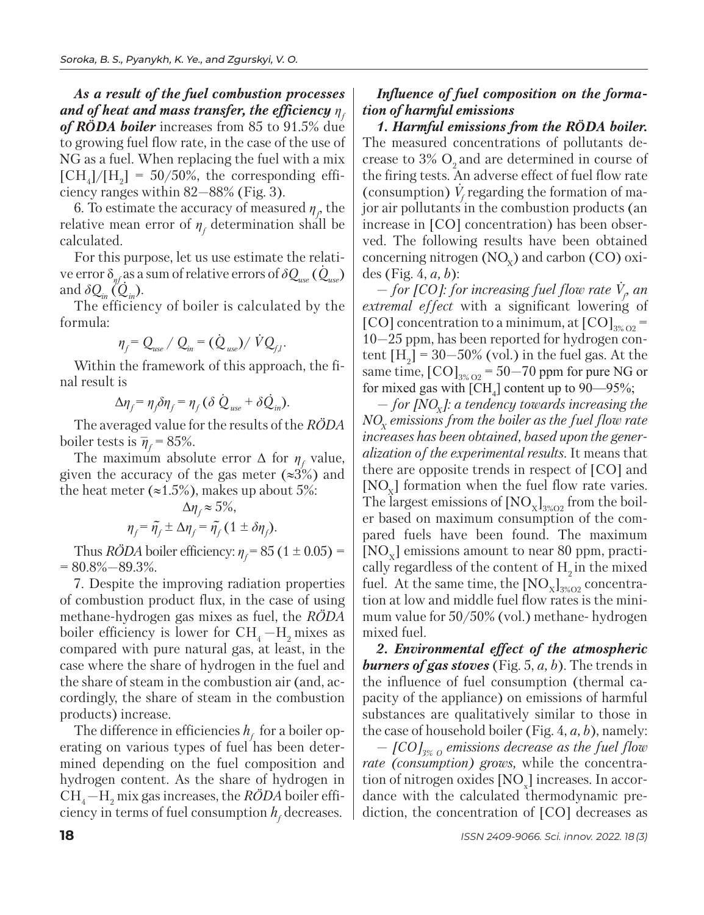***As a result of the fuel combustion processes and of heat and mass transfer, the efficiency $\eta_f$ of RÖDA boiler*** increases from 85 to 91.5% due to growing fuel flow rate, in the case of the use of NG as a fuel. When replacing the fuel with a mix $[CH_4]/[H_2]$ = 50/50%, the corresponding efficiency ranges within 82—88% (Fig. 3).

6. To estimate the accuracy of measured $\eta_f$, the relative mean error of $\eta_f$ determination shall be calculated.

For this purpose, let us use estimate the relative error $\delta_{\eta f}$ as a sum of relative errors of $\delta Q_{use}$ ($\dot{Q}_{use}$) and $\delta Q_{in}$ ($\dot{Q}_{in}$).

The efficiency of boiler is calculated by the formula:

$$\eta_f = Q_{use} \,/\, Q_{in} = (\dot{Q}_{use}) /\, \dot{V} Q_{f,l}.$$

Within the framework of this approach, the final result is

$$\Delta\eta_f = \eta_f \delta\eta_f = \eta_f\,(\delta\, \dot{Q}_{use} + \delta \dot{Q}_{in}).$$

The averaged value for the results of the *RÖDA* boiler tests is $\bar{\eta}_f$ = 85%.

The maximum absolute error Δ for $\eta_f$ value, given the accuracy of the gas meter (≈3%) and the heat meter (≈1.5%), makes up about 5%:

$$\Delta\eta_f \approx 5\%,$$

$$\eta_f = \tilde{\eta}_f \pm \Delta\eta_f = \tilde{\eta}_f\,(1 \pm \delta\eta_f).$$

Thus *RÖDA* boiler efficiency: $\eta_f$ = 85 (1 ± 0.05) = = 80.8%—89.3%.

7. Despite the improving radiation properties of combustion product flux, in the case of using methane-hydrogen gas mixes as fuel, the *RÖDA* boiler efficiency is lower for $CH_4$ —$H_2$ mixes as compared with pure natural gas, at least, in the case where the share of hydrogen in the fuel and the share of steam in the combustion air (and, accordingly, the share of steam in the combustion products) increase.

The difference in efficiencies $h_f$ for a boiler operating on various types of fuel has been determined depending on the fuel composition and hydrogen content. As the share of hydrogen in $CH_4$—$H_2$ mix gas increases, the *RÖDA* boiler efficiency in terms of fuel consumption $h_f$ decreases.

***Influence of fuel composition on the formation of harmful emissions***

***1. Harmful emissions from the RÖDA boiler.*** The measured concentrations of pollutants decrease to 3% $O_2$ and are determined in course of the firing tests. An adverse effect of fuel flow rate (consumption) $\dot{V}_f$ regarding the formation of major air pollutants in the combustion products (an increase in [CO] concentration) has been observed. The following results have been obtained concerning nitrogen ($NO_X$) and carbon (CO) oxides (Fig. 4, *a, b*):

— *for [CO]: for increasing fuel flow rate $\dot{V}_f$, an extremal effect* with a significant lowering of [CO] concentration to a minimum, at $[CO]_{3\%\,O2}$ = 10—25 ppm, has been reported for hydrogen content $[H_2]$ = 30—50% (vol.) in the fuel gas. At the same time, $[CO]_{3\%\,O2}$ = 50—70 ppm for pure NG or for mixed gas with $[CH_4]$ content up to 90—95%;

— *for $[NO_X]$: a tendency towards increasing the $NO_X$ emissions from the boiler as the fuel flow rate increases has been obtained, based upon the generalization of the experimental results*. It means that there are opposite trends in respect of [CO] and $[NO_X]$ formation when the fuel flow rate varies. The largest emissions of $[NO_X]_{3\%O2}$ from the boiler based on maximum consumption of the compared fuels have been found. The maximum $[NO_X]$ emissions amount to near 80 ppm, practically regardless of the content of $H_2$ in the mixed fuel. At the same time, the $[NO_X]_{3\%O2}$ concentration at low and middle fuel flow rates is the minimum value for 50/50% (vol.) methane- hydrogen mixed fuel.

***2. Environmental effect of the atmospheric burners of gas stoves*** (Fig. 5, *a, b*). The trends in the influence of fuel consumption (thermal capacity of the appliance) on emissions of harmful substances are qualitatively similar to those in the case of household boiler (Fig. 4, *a, b*), namely:

— *$[CO]_{3\%\,O}$ emissions decrease as the fuel flow rate (consumption) grows,* while the concentration of nitrogen oxides $[NO_x]$ increases. In accordance with the calculated thermodynamic prediction, the concentration of [CO] decreases as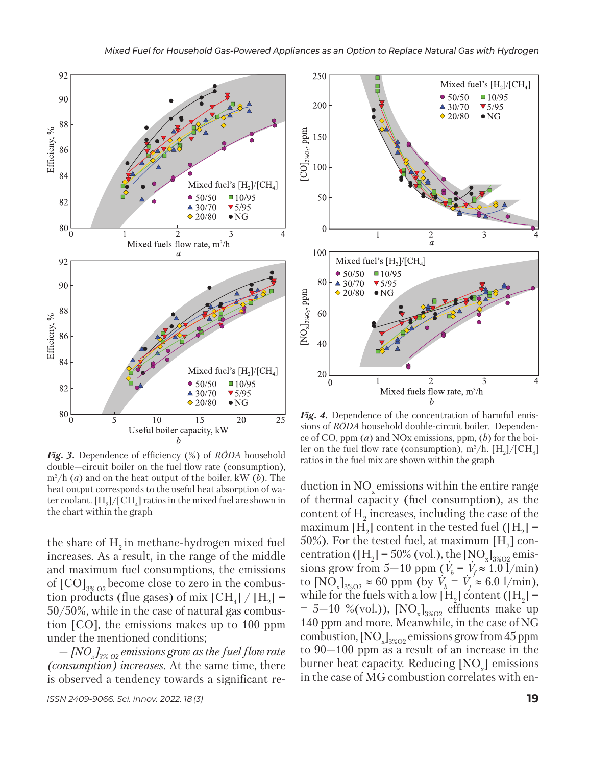*Fig. 3.* Dependence of efficiency (%) of *RÖDA* household double–circuit boiler on the fuel flow rate (consumption), $m^3/h$ (*a*) and on the heat output of the boiler, kW (*b*). The heat output corresponds to the useful heat absorption of water coolant. $[H_2]/[CH_4]$ ratios in the mixed fuel are shown in the chart within the graph

the share of $H_2$ in methane-hydrogen mixed fuel increases. As a result, in the range of the middle and maximum fuel consumptions, the emissions of $[CO]_{3\%\ O2}$ become close to zero in the combustion products (flue gases) of mix $[CH_4]$ / $[H_2]$ = 50/50%, while in the case of natural gas combustion [CO], the emissions makes up to 100 ppm under the mentioned conditions;

— *$[NO_x]_{3\%\ O2}$ emissions grow as the fuel flow rate (consumption) increases.* At the same time, there is observed a tendency towards a significant reduction in $NO_x$ emissions within the entire range of thermal capacity (fuel consumption), as the content of $H_2$ increases, including the case of the maximum $[H_2]$ content in the tested fuel ($[H_2]$ = 50%). For the tested fuel, at maximum $[H_2]$ concentration ($[H_2]$ = 50% (vol.), the $[NO_x]_{3\%O2}$ emissions grow from 5–10 ppm ($\dot{V}_b = \dot{V}_f \approx 1.0$ l/min) to $[NO_x]_{3\%O2} \approx 60$ ppm (by $\dot{V}_b = \dot{V}_f \approx 6.0$ l/min), while for the fuels with a low $[H_2]$ content ($[H_2]$ = = 5–10 %(vol.)), $[NO_x]_{3\%O2}$ effluents make up 140 ppm and more. Meanwhile, in the case of NG combustion, $[NO_x]_{3\%O2}$ emissions grow from 45 ppm to 90–100 ppm as a result of an increase in the burner heat capacity. Reducing $[NO_x]$ emissions in the case of MG combustion correlates with en-

*Fig. 4.* Dependence of the concentration of harmful emissions of *RÖDA* household double-circuit boiler. Dependence of CO, ppm (*a*) and NOx emissions, ppm, (*b*) for the boiler on the fuel flow rate (consumption), $m^3/h$. $[H_2]/[CH_4]$ ratios in the fuel mix are shown within the graph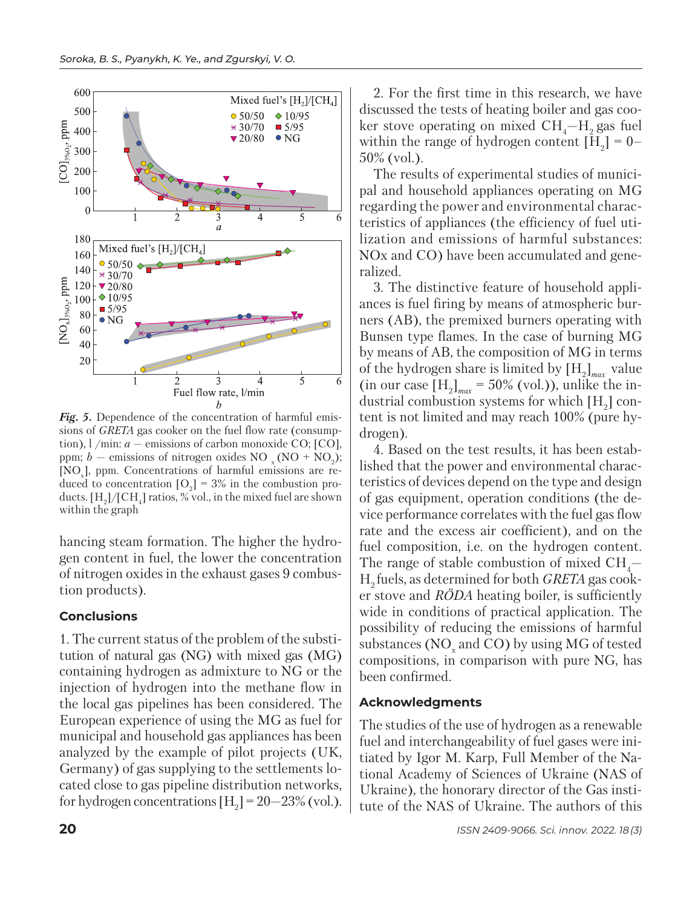*Fig. 5.* Dependence of the concentration of harmful emissions of *GRETA* gas cooker on the fuel flow rate (consumption), l /min: *a* — emissions of carbon monoxide CO; [CO], ppm; *b* — emissions of nitrogen oxides $NO_x$ ($NO + NO_2$); [$NO_x$], ppm. Concentrations of harmful emissions are reduced to concentration [$O_2$] = 3% in the combustion products. [$H_2$]/[$CH_4$] ratios, % vol., in the mixed fuel are shown within the graph

hancing steam formation. The higher the hydrogen content in fuel, the lower the concentration of nitrogen oxides in the exhaust gases 9 combustion products).

## Conclusions

1. The current status of the problem of the substitution of natural gas (NG) with mixed gas (MG) containing hydrogen as admixture to NG or the injection of hydrogen into the methane flow in the local gas pipelines has been considered. The European experience of using the MG as fuel for municipal and household gas appliances has been analyzed by the example of pilot projects (UK, Germany) of gas supplying to the settlements located close to gas pipeline distribution networks, for hydrogen concentrations [$H_2$] = 20—23% (vol.).

2. For the first time in this research, we have discussed the tests of heating boiler and gas cooker stove operating on mixed $CH_4$—$H_2$ gas fuel within the range of hydrogen content [$H_2$] = 0–50% (vol.).

The results of experimental studies of municipal and household appliances operating on MG regarding the power and environmental characteristics of appliances (the efficiency of fuel utilization and emissions of harmful substances: NOx and CO) have been accumulated and generalized.

3. The distinctive feature of household appliances is fuel firing by means of atmospheric burners (AB), the premixed burners operating with Bunsen type flames. In the case of burning MG by means of AB, the composition of MG in terms of the hydrogen share is limited by $[H_2]_{max}$ value (in our case $[H_2]_{max}$ = 50% (vol.)), unlike the industrial combustion systems for which [$H_2$] content is not limited and may reach 100% (pure hydrogen).

4. Based on the test results, it has been established that the power and environmental characteristics of devices depend on the type and design of gas equipment, operation conditions (the device performance correlates with the fuel gas flow rate and the excess air coefficient), and on the fuel composition, i.e. on the hydrogen content. The range of stable combustion of mixed $CH_4$—$H_2$ fuels, as determined for both *GRETA* gas cooker stove and *RÖDA* heating boiler, is sufficiently wide in conditions of practical application. The possibility of reducing the emissions of harmful substances ($NO_x$ and CO) by using MG of tested compositions, in comparison with pure NG, has been confirmed.

## Acknowledgments

The studies of the use of hydrogen as a renewable fuel and interchangeability of fuel gases were initiated by Igor M. Karp, Full Member of the National Academy of Sciences of Ukraine (NAS of Ukraine), the honorary director of the Gas institute of the NAS of Ukraine. The authors of this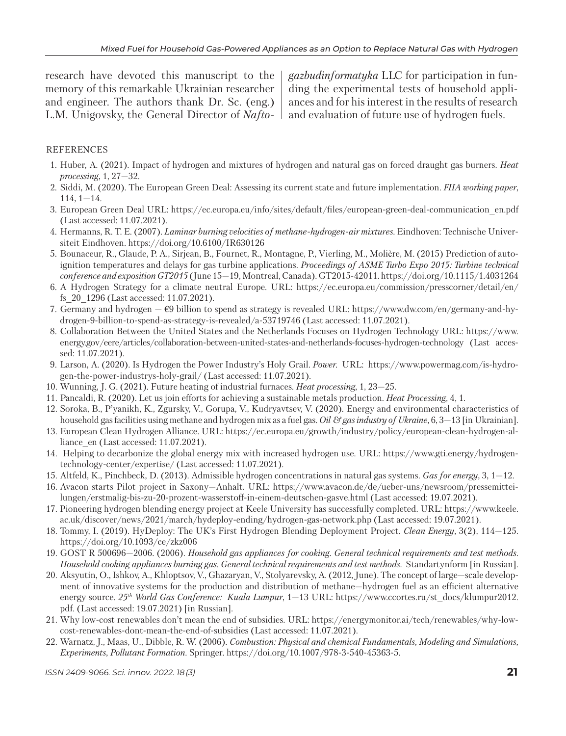research have devoted this manuscript to the memory of this remarkable Ukrainian researcher and engineer. The authors thank Dr. Sc. (eng.) L.M. Unigovsky, the General Director of *Naftogazbudinformatyka* LLC for participation in funding the experimental tests of household appliances and for his interest in the results of research and evaluation of future use of hydrogen fuels.

## REFERENCES

1. Huber, A. (2021). Impact of hydrogen and mixtures of hydrogen and natural gas on forced draught gas burners. *Heat processing*, 1, 27—32.
2. Siddi, M. (2020). The European Green Deal: Assessing its current state and future implementation. *FIIA working paper*, 114, 1—14.
3. European Green Deal URL: https://ec.europa.eu/info/sites/default/files/european-green-deal-communication_en.pdf (Last accessed: 11.07.2021).
4. Hermanns, R. T. E. (2007). *Laminar burning velocities of methane-hydrogen-air mixtures*. Eindhoven: Technische Universiteit Eindhoven. https://doi.org/10.6100/IR630126
5. Bounaceur, R., Glaude, P. A., Sirjean, B., Fournet, R., Montagne, P., Vierling, M., Molière, M. (2015) Prediction of auto-ignition temperatures and delays for gas turbine applications. *Proceedings of ASME Turbo Expo 2015: Turbine technical conference and exposition GT2015* (June 15—19, Montreal, Canada). GT2015-42011. https://doi.org/10.1115/1.4031264
6. A Hydrogen Strategy for a climate neutral Europe. URL: https://ec.europa.eu/commission/presscorner/detail/en/fs_20_1296 (Last accessed: 11.07.2021).
7. Germany and hydrogen — €9 billion to spend as strategy is revealed URL: https://www.dw.com/en/germany-and-hydrogen-9-billion-to-spend-as-strategy-is-revealed/a-53719746 (Last accessed: 11.07.2021).
8. Collaboration Between the United States and the Netherlands Focuses on Hydrogen Technology URL: https://www.energy.gov/eere/articles/collaboration-between-united-states-and-netherlands-focuses-hydrogen-technology (Last accessed: 11.07.2021).
9. Larson, A. (2020). Is Hydrogen the Power Industry's Holy Grail. *Power*. URL: https://www.powermag.com/is-hydrogen-the-power-industrys-holy-grail/ (Last accessed: 11.07.2021).
10. Wunning, J. G. (2021). Future heating of industrial furnaces. *Heat processing*, 1, 23—25.
11. Pancaldi, R. (2020). Let us join efforts for achieving a sustainable metals production. *Heat Processing*, 4, 1.
12. Soroka, B., P'yanikh, K., Zgursky, V., Gorupa, V., Kudryavtsev, V. (2020). Energy and environmental characteristics of household gas facilities using methane and hydrogen mix as a fuel gas. *Oil & gas industry of Ukraine*, 6, 3—13 [in Ukrainian].
13. European Clean Hydrogen Alliance. URL: https://ec.europa.eu/growth/industry/policy/european-clean-hydrogen-alliance_en (Last accessed: 11.07.2021).
14. Helping to decarbonize the global energy mix with increased hydrogen use. URL: https://www.gti.energy/hydrogen-technology-center/expertise/ (Last accessed: 11.07.2021).
15. Altfeld, K., Pinchbeck, D. (2013). Admissible hydrogen concentrations in natural gas systems. *Gas for energy*, 3, 1—12.
16. Avacon starts Pilot project in Saxony—Anhalt. URL: https://www.avacon.de/de/ueber-uns/newsroom/pressemitteilungen/erstmalig-bis-zu-20-prozent-wasserstoff-in-einem-deutschen-gasve.html (Last accessed: 19.07.2021).
17. Pioneering hydrogen blending energy project at Keele University has successfully completed. URL: https://www.keele.ac.uk/discover/news/2021/march/hydeploy-ending/hydrogen-gas-network.php (Last accessed: 19.07.2021).
18. Tommy, I. (2019). HyDeploy: The UK's First Hydrogen Blending Deployment Project. *Clean Energy*, 3(2), 114—125. https://doi.org/10.1093/ce/zkz006
19. GOST R 500696—2006. (2006). *Household gas appliances for cooking. General technical requirements and test methods. Household cooking appliances burning gas. General technical requirements and test methods*. Standartynform [in Russian].
20. Aksyutin, O., Ishkov, A., Khloptsov, V., Ghazaryan, V., Stolyarevsky, A. (2012, June). The concept of large—scale development of innovative systems for the production and distribution of methane—hydrogen fuel as an efficient alternative energy source. *25th World Gas Conference: Kuala Lumpur*, 1—13 URL: https://www.ccortes.ru/st_docs/klumpur2012.pdf. (Last accessed: 19.07.2021) [in Russian].
21. Why low-cost renewables don't mean the end of subsidies. URL: https://energymonitor.ai/tech/renewables/why-low-cost-renewables-dont-mean-the-end-of-subsidies (Last accessed: 11.07.2021).
22. Warnatz, J., Maas, U., Dibble, R. W. (2006). *Combustion: Physical and chemical Fundamentals, Modeling and Simulations, Experiments, Pollutant Formation*. Springer. https://doi.org/10.1007/978-3-540-45363-5.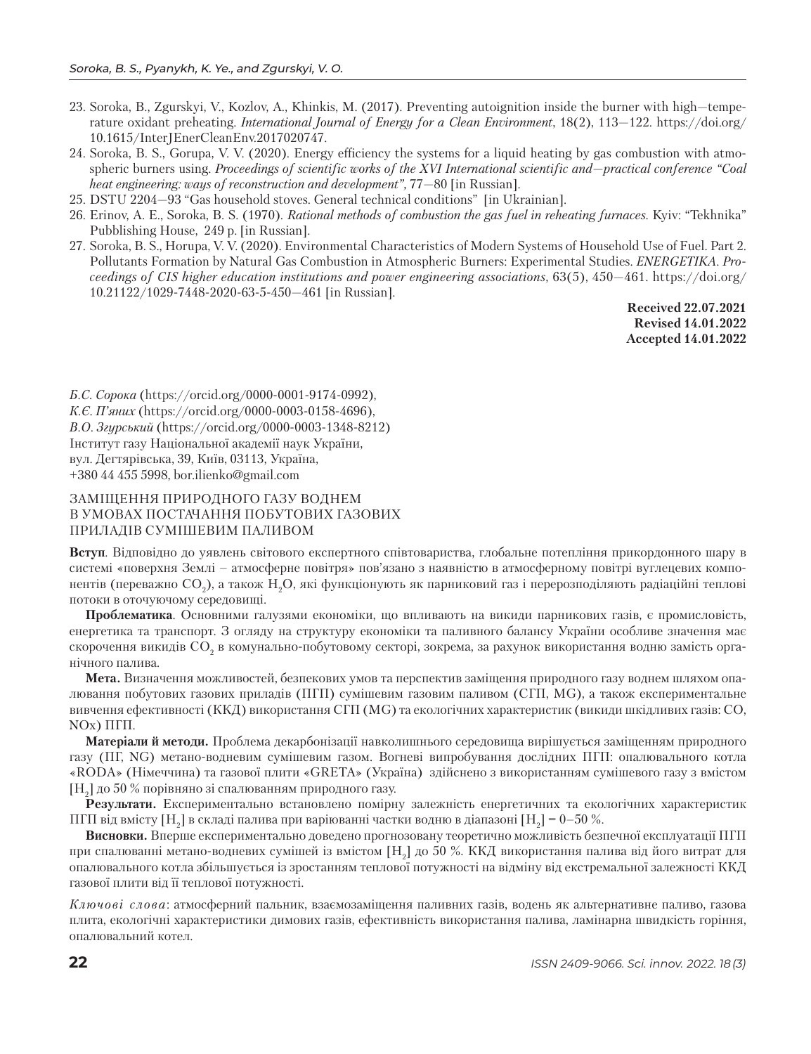23. Soroka, B., Zgurskyi, V., Kozlov, A., Khinkis, M. (2017). Preventing autoignition inside the burner with high—temperature oxidant preheating. *International Journal of Energy for a Clean Environment*, 18(2), 113—122. https://doi.org/10.1615/InterJEnerCleanEnv.2017020747.
24. Soroka, B. S., Gorupa, V. V. (2020). Energy efficiency the systems for a liquid heating by gas combustion with atmospheric burners using. *Proceedings of scientific works of the XVI International scientific and—practical conference "Coal heat engineering: ways of reconstruction and development"*, 77—80 [in Russian].
25. DSTU 2204—93 "Gas household stoves. General technical conditions" [in Ukrainian].
26. Erinov, A. E., Soroka, B. S. (1970). *Rational methods of combustion the gas fuel in reheating furnaces*. Kyiv: "Tekhnika" Pubblishing House, 249 p. [in Russian].
27. Soroka, B. S., Horupa, V. V. (2020). Environmental Characteristics of Modern Systems of Household Use of Fuel. Part 2. Pollutants Formation by Natural Gas Combustion in Atmospheric Burners: Experimental Studies. *ENERGETIKA. Proceedings of CIS higher education institutions and power engineering associations*, 63(5), 450—461. https://doi.org/10.21122/1029-7448-2020-63-5-450—461 [in Russian].

**Received 22.07.2021**
**Revised 14.01.2022**
**Accepted 14.01.2022**

*Б.С. Сорока* (https://orcid.org/0000-0001-9174-0992),
*К.Є. П'яних* (https://orcid.org/0000-0003-0158-4696),
*В.О. Згурський* (https://orcid.org/0000-0003-1348-8212)
Інститут газу Національної академії наук України,
вул. Дегтярівська, 39, Київ, 03113, Україна,
+380 44 455 5998, bor.ilienko@gmail.com

## ЗАМІЩЕННЯ ПРИРОДНОГО ГАЗУ ВОДНЕМ В УМОВАХ ПОСТАЧАННЯ ПОБУТОВИХ ГАЗОВИХ ПРИЛАДІВ СУМІШЕВИМ ПАЛИВОМ

**Вступ**. Відповідно до уявлень світового експертного співтовариства, глобальне потепління прикордонного шару в системі «поверхня Землі – атмосферне повітря» пов'язано з наявністю в атмосферному повітрі вуглецевих компонентів (переважно $CO_2$), а також $H_2O$, які функціонують як парниковий газ і перерозподіляють радіаційні теплові потоки в оточуючому середовищі.

**Проблематика**. Основними галузями економіки, що впливають на викиди парникових газів, є промисловість, енергетика та транспорт. З огляду на структуру економіки та паливного балансу України особливе значення має скорочення викидів $CO_2$ в комунально-побутовому секторі, зокрема, за рахунок використання водню замість органічного палива.

**Мета.** Визначення можливостей, безпекових умов та перспектив заміщення природного газу воднем шляхом опалювання побутових газових приладів (ПГП) сумішевим газовим паливом (СГП, MG), а також експериментальне вивчення ефективності (ККД) використання СГП (MG) та екологічних характеристик (викиди шкідливих газів: CO, NOx) ПГП.

**Матеріали й методи.** Проблема декарбонізації навколишнього середовища вирішується заміщенням природного газу (ПГ, NG) метано-водневим сумішевим газом. Вогневі випробування дослідних ПГП: опалювального котла «RODA» (Німеччина) та газової плити «GRETA» (Україна) здійснено з використанням сумішевого газу з вмістом $[H_2]$ до 50 % порівняно зі спалюванням природного газу.

**Результати.** Експериментально встановлено помірну залежність енергетичних та екологічних характеристик ПГП від вмісту $[H_2]$ в складі палива при варіюванні частки водню в діапазоні $[H_2] = 0–50$ %.

**Висновки.** Вперше експериментально доведено прогнозовану теоретично можливість безпечної експлуатації ПГП при спалюванні метано-водневих сумішей із вмістом $[H_2]$ до 50 %. ККД використання палива від його витрат для опалювального котла збільшується із зростанням теплової потужності на відміну від екстремальної залежності ККД газової плити від її теплової потужності.

*Ключові слова*: атмосферний пальник, взаємозаміщення паливних газів, водень як альтернативне паливо, газова плита, екологічні характеристики димових газів, ефективність використання палива, ламінарна швидкість горіння, опалювальний котел.